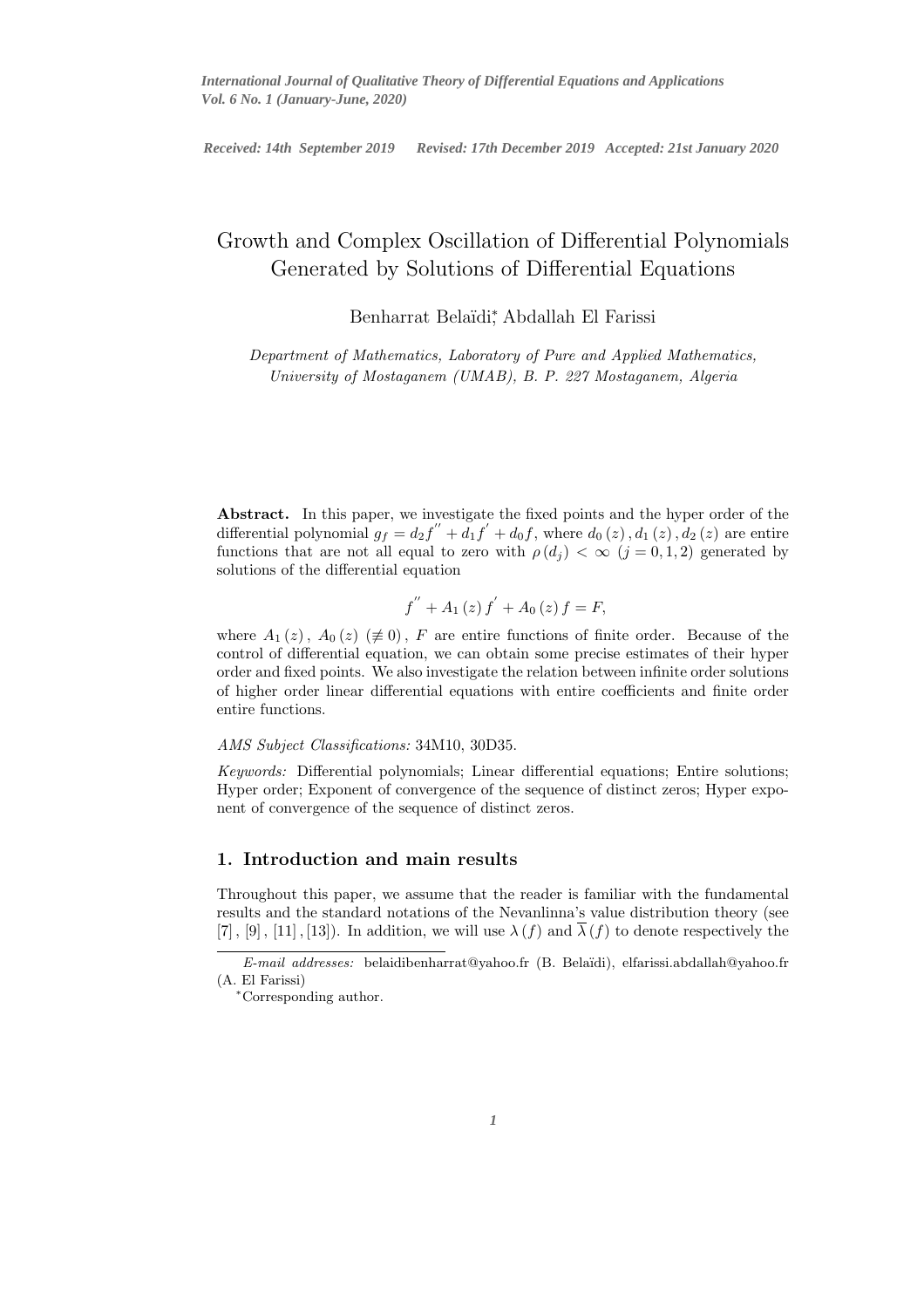*International Journal of Qualitative Theory of Differential Equations and Applications*
*Vol. 6 No. 1 (January-June, 2020)*

*Received: 14th September 2019 Revised: 17th December 2019 Accepted: 21st January 2020*

# Growth and Complex Oscillation of Differential Polynomials Generated by Solutions of Differential Equations

Benharrat Belaïdi*, Abdallah El Farissi

*Department of Mathematics, Laboratory of Pure and Applied Mathematics, University of Mostaganem (UMAB), B. P. 227 Mostaganem, Algeria*

**Abstract.** In this paper, we investigate the fixed points and the hyper order of the differential polynomial $g_f = d_2 f^{''} + d_1 f^{'} + d_0 f$, where $d_0(z), d_1(z), d_2(z)$ are entire functions that are not all equal to zero with $\rho(d_j) < \infty$ $(j = 0, 1, 2)$ generated by solutions of the differential equation

$$f^{''} + A_1(z) f^{'} + A_0(z) f = F,$$

where $A_1(z)$, $A_0(z)$ $(\not\equiv 0)$, $F$ are entire functions of finite order. Because of the control of differential equation, we can obtain some precise estimates of their hyper order and fixed points. We also investigate the relation between infinite order solutions of higher order linear differential equations with entire coefficients and finite order entire functions.

*AMS Subject Classifications:* 34M10, 30D35.

*Keywords:* Differential polynomials; Linear differential equations; Entire solutions; Hyper order; Exponent of convergence of the sequence of distinct zeros; Hyper exponent of convergence of the sequence of distinct zeros.

## 1. Introduction and main results

Throughout this paper, we assume that the reader is familiar with the fundamental results and the standard notations of the Nevanlinna's value distribution theory (see [7], [9], [11], [13]). In addition, we will use $\lambda(f)$ and $\overline{\lambda}(f)$ to denote respectively the

*E-mail addresses:* belaidibenharrat@yahoo.fr (B. Belaïdi), elfarissi.abdallah@yahoo.fr (A. El Farissi)

*Corresponding author.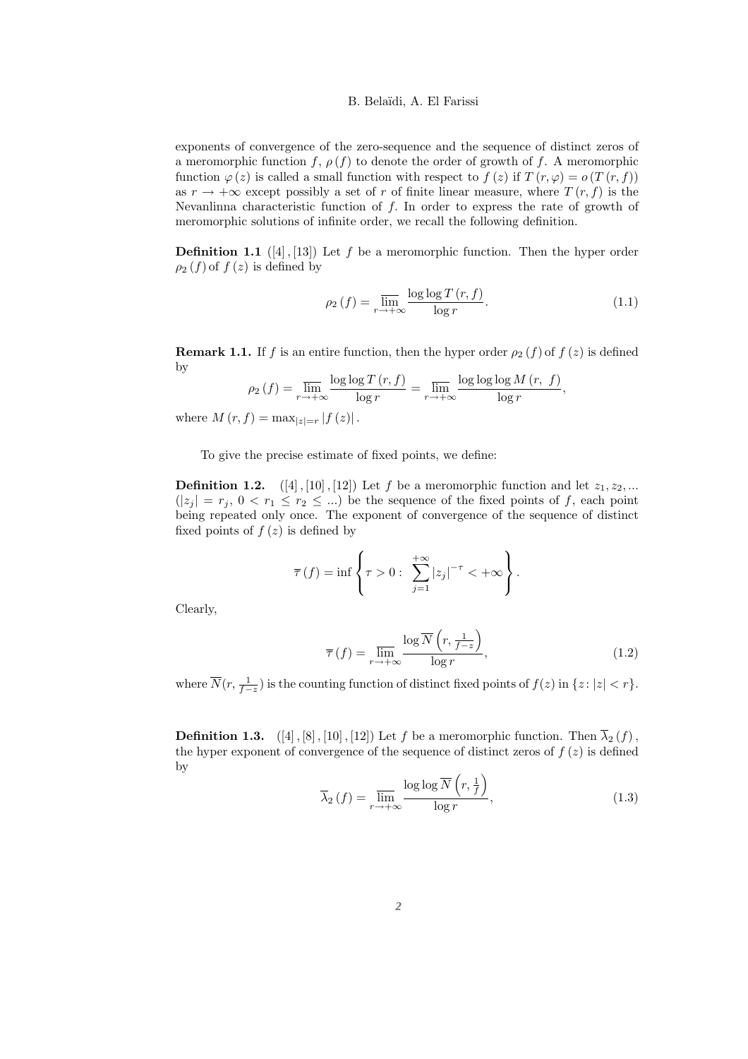exponents of convergence of the zero-sequence and the sequence of distinct zeros of a meromorphic function $f$, $\rho(f)$ to denote the order of growth of $f$. A meromorphic function $\varphi(z)$ is called a small function with respect to $f(z)$ if $T(r,\varphi) = o(T(r,f))$ as $r \to +\infty$ except possibly a set of $r$ of finite linear measure, where $T(r,f)$ is the Nevanlinna characteristic function of $f$. In order to express the rate of growth of meromorphic solutions of infinite order, we recall the following definition.

**Definition 1.1** ([4], [13]) Let $f$ be a meromorphic function. Then the hyper order $\rho_2(f)$ of $f(z)$ is defined by

$$\rho_2(f) = \overline{\lim_{r\to+\infty}} \frac{\log\log T(r,f)}{\log r}. \tag{1.1}$$

**Remark 1.1.** If $f$ is an entire function, then the hyper order $\rho_2(f)$ of $f(z)$ is defined by

$$\rho_2(f) = \overline{\lim_{r\to+\infty}} \frac{\log\log T(r,f)}{\log r} = \overline{\lim_{r\to+\infty}} \frac{\log\log\log M(r,\ f)}{\log r},$$

where $M(r,f) = \max_{|z|=r} |f(z)|$.

To give the precise estimate of fixed points, we define:

**Definition 1.2.** ([4], [10], [12]) Let $f$ be a meromorphic function and let $z_1, z_2, \ldots$ ($|z_j| = r_j$, $0 < r_1 \leq r_2 \leq \ldots$) be the sequence of the fixed points of $f$, each point being repeated only once. The exponent of convergence of the sequence of distinct fixed points of $f(z)$ is defined by

$$\overline{\tau}(f) = \inf\left\{\tau > 0 :\ \sum_{j=1}^{+\infty} |z_j|^{-\tau} < +\infty\right\}.$$

Clearly,

$$\overline{\tau}(f) = \overline{\lim_{r\to+\infty}} \frac{\log \overline{N}\left(r, \frac{1}{f-z}\right)}{\log r}, \tag{1.2}$$

where $\overline{N}(r, \frac{1}{f-z})$ is the counting function of distinct fixed points of $f(z)$ in $\{z\colon |z| < r\}$.

**Definition 1.3.** ([4], [8], [10], [12]) Let $f$ be a meromorphic function. Then $\overline{\lambda}_2(f)$, the hyper exponent of convergence of the sequence of distinct zeros of $f(z)$ is defined by

$$\overline{\lambda}_2(f) = \overline{\lim_{r\to+\infty}} \frac{\log\log \overline{N}\left(r, \frac{1}{f}\right)}{\log r}, \tag{1.3}$$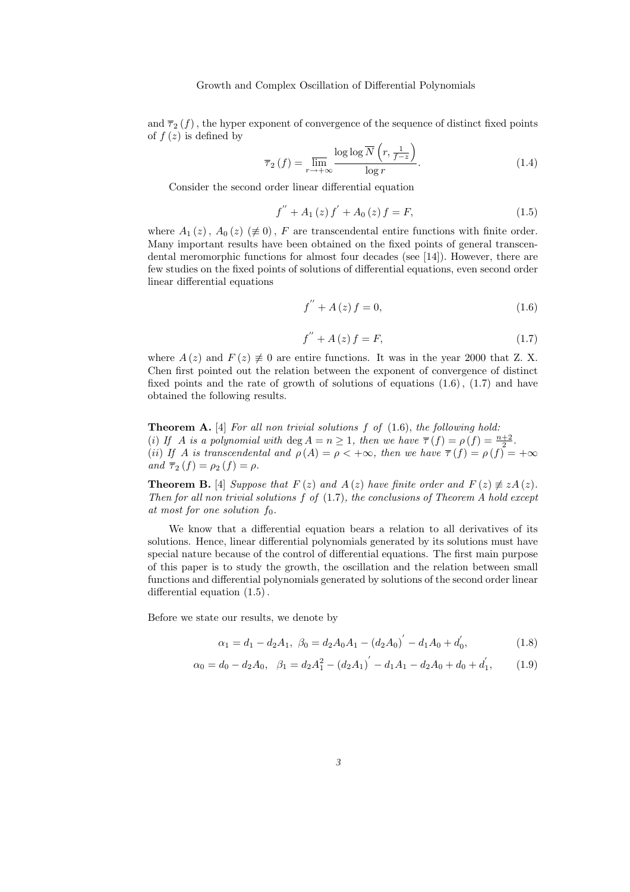and $\overline{\tau}_2(f)$, the hyper exponent of convergence of the sequence of distinct fixed points of $f(z)$ is defined by

$$\overline{\tau}_2(f) = \varlimsup_{r\to+\infty} \frac{\log\log \overline{N}\left(r, \frac{1}{f-z}\right)}{\log r}. \tag{1.4}$$

Consider the second order linear differential equation

$$f^{''} + A_1(z) f^{'} + A_0(z) f = F, \tag{1.5}$$

where $A_1(z)$, $A_0(z)$ $(\not\equiv 0)$, $F$ are transcendental entire functions with finite order. Many important results have been obtained on the fixed points of general transcendental meromorphic functions for almost four decades (see [14]). However, there are few studies on the fixed points of solutions of differential equations, even second order linear differential equations

$$f^{''} + A(z) f = 0, \tag{1.6}$$

$$f^{''} + A(z) f = F, \tag{1.7}$$

where $A(z)$ and $F(z) \not\equiv 0$ are entire functions. It was in the year 2000 that Z. X. Chen first pointed out the relation between the exponent of convergence of distinct fixed points and the rate of growth of solutions of equations (1.6), (1.7) and have obtained the following results.

**Theorem A.** [4] *For all non trivial solutions $f$ of* (1.6), *the following hold:*
(*i*) *If $A$ is a polynomial with $\deg A = n \geq 1$, then we have $\overline{\tau}(f) = \rho(f) = \frac{n+2}{2}$.*
(*ii*) *If $A$ is transcendental and $\rho(A) = \rho < +\infty$, then we have $\overline{\tau}(f) = \rho(f) = +\infty$ and $\overline{\tau}_2(f) = \rho_2(f) = \rho$.*

**Theorem B.** [4] *Suppose that $F(z)$ and $A(z)$ have finite order and $F(z) \not\equiv zA(z)$. Then for all non trivial solutions $f$ of* (1.7), *the conclusions of Theorem A hold except at most for one solution $f_0$.*

We know that a differential equation bears a relation to all derivatives of its solutions. Hence, linear differential polynomials generated by its solutions must have special nature because of the control of differential equations. The first main purpose of this paper is to study the growth, the oscillation and the relation between small functions and differential polynomials generated by solutions of the second order linear differential equation (1.5).

Before we state our results, we denote by

$$\alpha_1 = d_1 - d_2 A_1, \;\; \beta_0 = d_2 A_0 A_1 - (d_2 A_0)^{'} - d_1 A_0 + d_0^{'}, \tag{1.8}$$

$$\alpha_0 = d_0 - d_2 A_0, \;\;\; \beta_1 = d_2 A_1^2 - (d_2 A_1)^{'} - d_1 A_1 - d_2 A_0 + d_0 + d_1^{'}, \tag{1.9}$$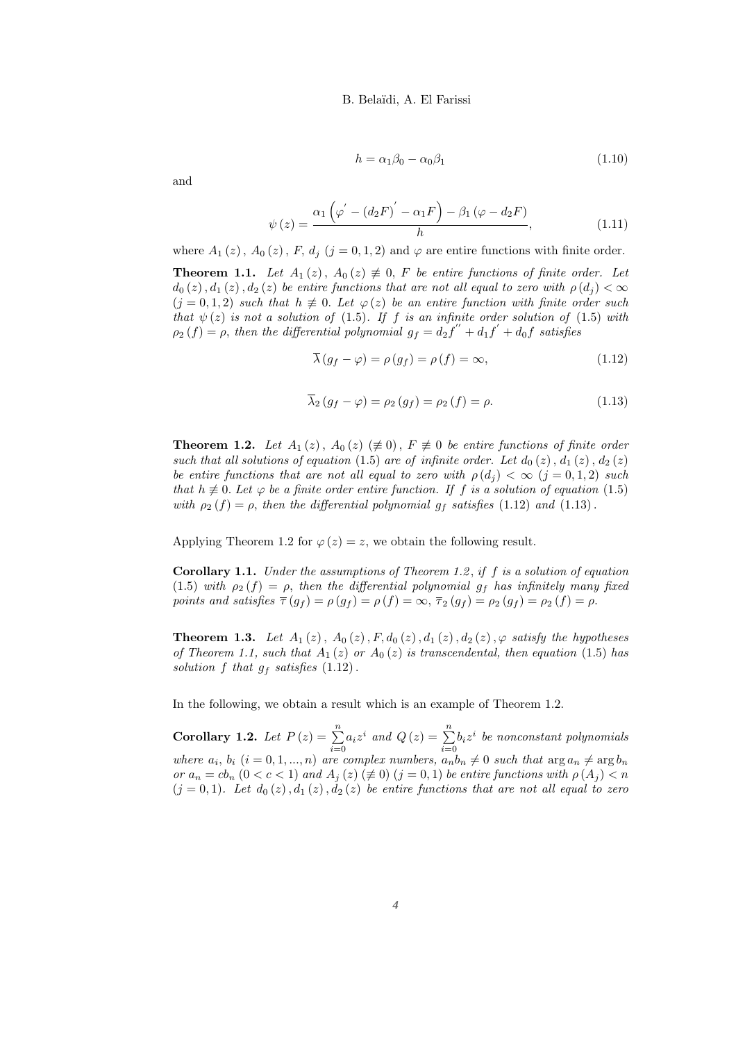$$h = \alpha_1 \beta_0 - \alpha_0 \beta_1 \tag{1.10}$$

and

$$\psi(z) = \frac{\alpha_1 \left( \varphi^{'} - (d_2 F)^{'} - \alpha_1 F \right) - \beta_1 (\varphi - d_2 F)}{h}, \tag{1.11}$$

where $A_1(z)$, $A_0(z)$, $F$, $d_j$ $(j = 0, 1, 2)$ and $\varphi$ are entire functions with finite order.

**Theorem 1.1.** *Let $A_1(z)$, $A_0(z) \not\equiv 0$, $F$ be entire functions of finite order. Let $d_0(z), d_1(z), d_2(z)$ be entire functions that are not all equal to zero with $\rho(d_j) < \infty$ $(j = 0, 1, 2)$ such that $h \not\equiv 0$. Let $\varphi(z)$ be an entire function with finite order such that $\psi(z)$ is not a solution of (1.5). If $f$ is an infinite order solution of (1.5) with $\rho_2(f) = \rho$, then the differential polynomial $g_f = d_2 f^{''} + d_1 f^{'} + d_0 f$ satisfies*

$$\overline{\lambda}(g_f - \varphi) = \rho(g_f) = \rho(f) = \infty, \tag{1.12}$$

$$\overline{\lambda}_2(g_f - \varphi) = \rho_2(g_f) = \rho_2(f) = \rho. \tag{1.13}$$

**Theorem 1.2.** *Let $A_1(z)$, $A_0(z)$ $(\not\equiv 0)$, $F \not\equiv 0$ be entire functions of finite order such that all solutions of equation (1.5) are of infinite order. Let $d_0(z), d_1(z), d_2(z)$ be entire functions that are not all equal to zero with $\rho(d_j) < \infty$ $(j = 0, 1, 2)$ such that $h \not\equiv 0$. Let $\varphi$ be a finite order entire function. If $f$ is a solution of equation (1.5) with $\rho_2(f) = \rho$, then the differential polynomial $g_f$ satisfies (1.12) and (1.13).*

Applying Theorem 1.2 for $\varphi(z) = z$, we obtain the following result.

**Corollary 1.1.** *Under the assumptions of Theorem 1.2, if $f$ is a solution of equation (1.5) with $\rho_2(f) = \rho$, then the differential polynomial $g_f$ has infinitely many fixed points and satisfies $\overline{\tau}(g_f) = \rho(g_f) = \rho(f) = \infty$, $\overline{\tau}_2(g_f) = \rho_2(g_f) = \rho_2(f) = \rho$.*

**Theorem 1.3.** *Let $A_1(z), A_0(z), F, d_0(z), d_1(z), d_2(z), \varphi$ satisfy the hypotheses of Theorem 1.1, such that $A_1(z)$ or $A_0(z)$ is transcendental, then equation (1.5) has solution $f$ that $g_f$ satisfies (1.12).*

In the following, we obtain a result which is an example of Theorem 1.2.

**Corollary 1.2.** *Let $P(z) = \sum_{i=0}^{n} a_i z^i$ and $Q(z) = \sum_{i=0}^{n} b_i z^i$ be nonconstant polynomials where $a_i$, $b_i$ $(i = 0, 1, ..., n)$ are complex numbers, $a_n b_n \neq 0$ such that $\arg a_n \neq \arg b_n$ or $a_n = c b_n$ $(0 < c < 1)$ and $A_j(z)$ $(\not\equiv 0)$ $(j = 0, 1)$ be entire functions with $\rho(A_j) < n$ $(j = 0, 1)$. Let $d_0(z), d_1(z), d_2(z)$ be entire functions that are not all equal to zero*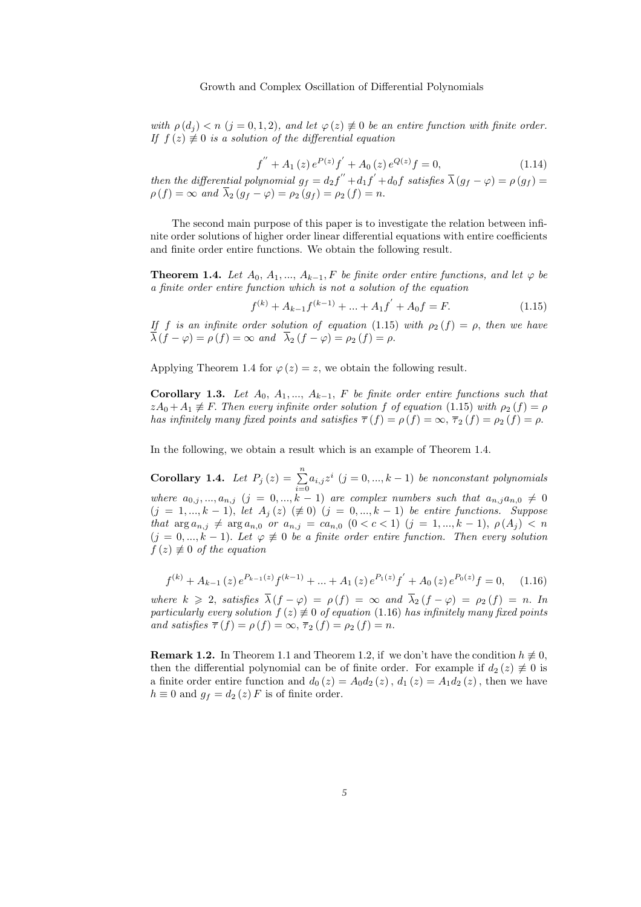*with* $\rho(d_j) < n$ $(j = 0, 1, 2)$, *and let* $\varphi(z) \not\equiv 0$ *be an entire function with finite order. If* $f(z) \not\equiv 0$ *is a solution of the differential equation*

$$f'' + A_1(z) e^{P(z)} f' + A_0(z) e^{Q(z)} f = 0, \tag{1.14}$$

*then the differential polynomial* $g_f = d_2 f'' + d_1 f' + d_0 f$ *satisfies* $\overline{\lambda}(g_f - \varphi) = \rho(g_f) = \rho(f) = \infty$ *and* $\overline{\lambda}_2(g_f - \varphi) = \rho_2(g_f) = \rho_2(f) = n$.

The second main purpose of this paper is to investigate the relation between infinite order solutions of higher order linear differential equations with entire coefficients and finite order entire functions. We obtain the following result.

**Theorem 1.4.** *Let* $A_0, A_1, ..., A_{k-1}, F$ *be finite order entire functions, and let* $\varphi$ *be a finite order entire function which is not a solution of the equation*

$$f^{(k)} + A_{k-1} f^{(k-1)} + ... + A_1 f' + A_0 f = F. \tag{1.15}$$

*If* $f$ *is an infinite order solution of equation* (1.15) *with* $\rho_2(f) = \rho$, *then we have* $\overline{\lambda}(f - \varphi) = \rho(f) = \infty$ *and* $\overline{\lambda}_2(f - \varphi) = \rho_2(f) = \rho$.

Applying Theorem 1.4 for $\varphi(z) = z$, we obtain the following result.

**Corollary 1.3.** *Let* $A_0, A_1, ..., A_{k-1}, F$ *be finite order entire functions such that* $zA_0 + A_1 \not\equiv F$. *Then every infinite order solution* $f$ *of equation* (1.15) *with* $\rho_2(f) = \rho$ *has infinitely many fixed points and satisfies* $\overline{\tau}(f) = \rho(f) = \infty$, $\overline{\tau}_2(f) = \rho_2(f) = \rho$.

In the following, we obtain a result which is an example of Theorem 1.4.

**Corollary 1.4.** *Let* $P_j(z) = \sum_{i=0}^{n} a_{i,j} z^i$ $(j = 0, ..., k-1)$ *be nonconstant polynomials where* $a_{0,j}, ..., a_{n,j}$ $(j = 0, ..., k-1)$ *are complex numbers such that* $a_{n,j} a_{n,0} \neq 0$ $(j = 1, ..., k-1)$, *let* $A_j(z)$ $(\not\equiv 0)$ $(j = 0, ..., k-1)$ *be entire functions. Suppose that* $\arg a_{n,j} \neq \arg a_{n,0}$ *or* $a_{n,j} = c a_{n,0}$ $(0 < c < 1)$ $(j = 1, ..., k-1)$, $\rho(A_j) < n$ $(j = 0, ..., k-1)$. *Let* $\varphi \not\equiv 0$ *be a finite order entire function. Then every solution* $f(z) \not\equiv 0$ *of the equation*

$$f^{(k)} + A_{k-1}(z) e^{P_{k-1}(z)} f^{(k-1)} + ... + A_1(z) e^{P_1(z)} f' + A_0(z) e^{P_0(z)} f = 0, \tag{1.16}$$

*where* $k \geqslant 2$, *satisfies* $\overline{\lambda}(f - \varphi) = \rho(f) = \infty$ *and* $\overline{\lambda}_2(f - \varphi) = \rho_2(f) = n$. *In particularly every solution* $f(z) \not\equiv 0$ *of equation* (1.16) *has infinitely many fixed points and satisfies* $\overline{\tau}(f) = \rho(f) = \infty$, $\overline{\tau}_2(f) = \rho_2(f) = n$.

**Remark 1.2.** In Theorem 1.1 and Theorem 1.2, if we don't have the condition $h \not\equiv 0$, then the differential polynomial can be of finite order. For example if $d_2(z) \not\equiv 0$ is a finite order entire function and $d_0(z) = A_0 d_2(z)$, $d_1(z) = A_1 d_2(z)$, then we have $h \equiv 0$ and $g_f = d_2(z) F$ is of finite order.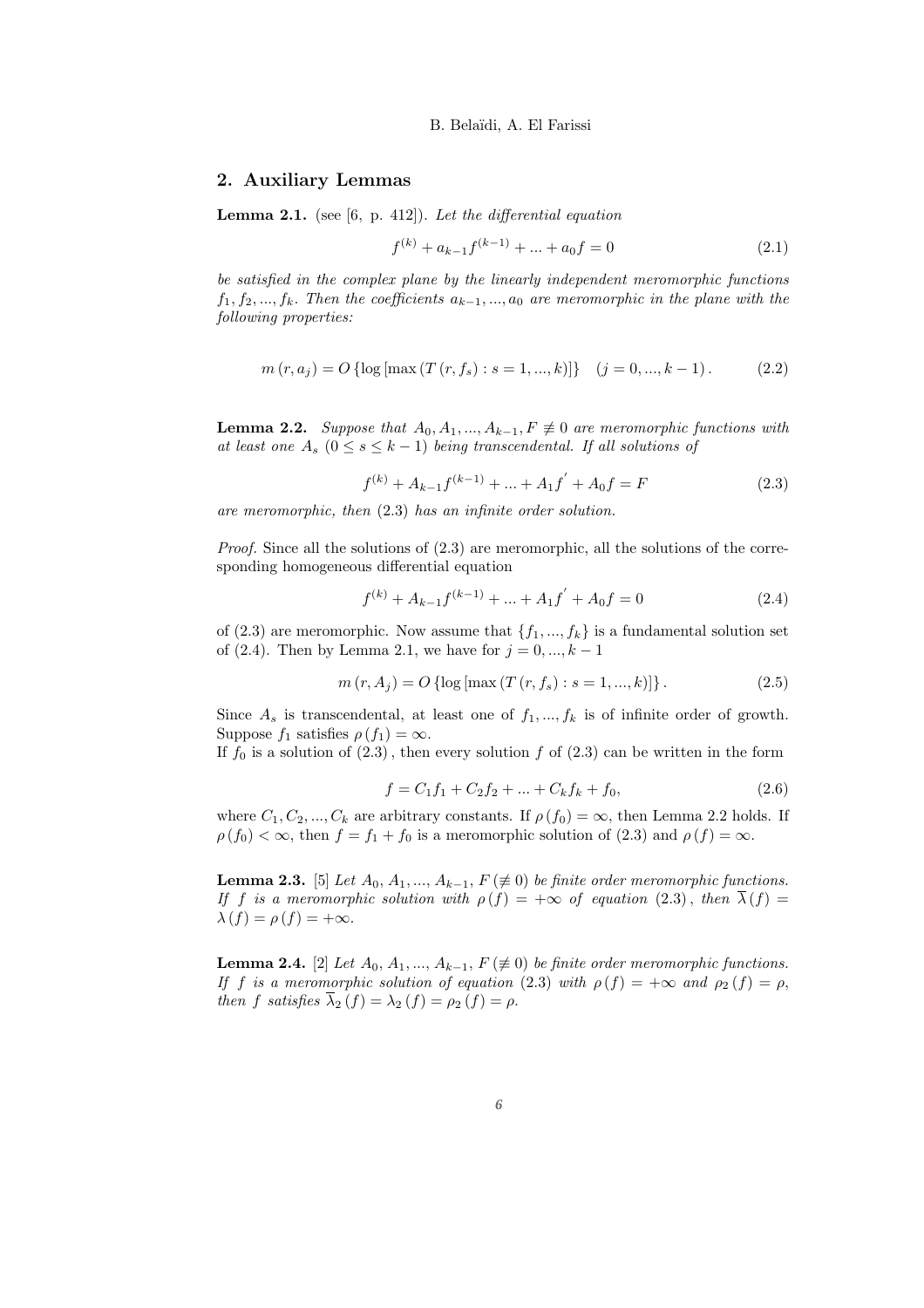## 2. Auxiliary Lemmas

**Lemma 2.1.** (see [6, p. 412]). *Let the differential equation*

$$f^{(k)} + a_{k-1}f^{(k-1)} + ... + a_0 f = 0 \tag{2.1}$$

*be satisfied in the complex plane by the linearly independent meromorphic functions $f_1, f_2, ..., f_k$. Then the coefficients $a_{k-1}, ..., a_0$ are meromorphic in the plane with the following properties:*

$$m(r, a_j) = O\{\log[\max(T(r, f_s) : s = 1, ..., k)]\} \quad (j = 0, ..., k-1). \tag{2.2}$$

**Lemma 2.2.** *Suppose that $A_0, A_1, ..., A_{k-1}, F \not\equiv 0$ are meromorphic functions with at least one $A_s$ $(0 \leq s \leq k-1)$ being transcendental. If all solutions of*

$$f^{(k)} + A_{k-1}f^{(k-1)} + ... + A_1 f' + A_0 f = F \tag{2.3}$$

*are meromorphic, then* (2.3) *has an infinite order solution.*

*Proof.* Since all the solutions of (2.3) are meromorphic, all the solutions of the corresponding homogeneous differential equation

$$f^{(k)} + A_{k-1}f^{(k-1)} + ... + A_1 f' + A_0 f = 0 \tag{2.4}$$

of (2.3) are meromorphic. Now assume that $\{f_1, ..., f_k\}$ is a fundamental solution set of (2.4). Then by Lemma 2.1, we have for $j = 0, ..., k-1$

$$m(r, A_j) = O\{\log[\max(T(r, f_s) : s = 1, ..., k)]\}. \tag{2.5}$$

Since $A_s$ is transcendental, at least one of $f_1, ..., f_k$ is of infinite order of growth. Suppose $f_1$ satisfies $\rho(f_1) = \infty$.
If $f_0$ is a solution of (2.3), then every solution $f$ of (2.3) can be written in the form

$$f = C_1 f_1 + C_2 f_2 + ... + C_k f_k + f_0, \tag{2.6}$$

where $C_1, C_2, ..., C_k$ are arbitrary constants. If $\rho(f_0) = \infty$, then Lemma 2.2 holds. If $\rho(f_0) < \infty$, then $f = f_1 + f_0$ is a meromorphic solution of (2.3) and $\rho(f) = \infty$.

**Lemma 2.3.** [5] *Let $A_0, A_1, ..., A_{k-1}, F (\not\equiv 0)$ be finite order meromorphic functions. If $f$ is a meromorphic solution with $\rho(f) = +\infty$ of equation* (2.3), *then $\overline{\lambda}(f) = \lambda(f) = \rho(f) = +\infty$.*

**Lemma 2.4.** [2] *Let $A_0, A_1, ..., A_{k-1}, F (\not\equiv 0)$ be finite order meromorphic functions. If $f$ is a meromorphic solution of equation* (2.3) *with $\rho(f) = +\infty$ and $\rho_2(f) = \rho$, then $f$ satisfies $\overline{\lambda}_2(f) = \lambda_2(f) = \rho_2(f) = \rho$.*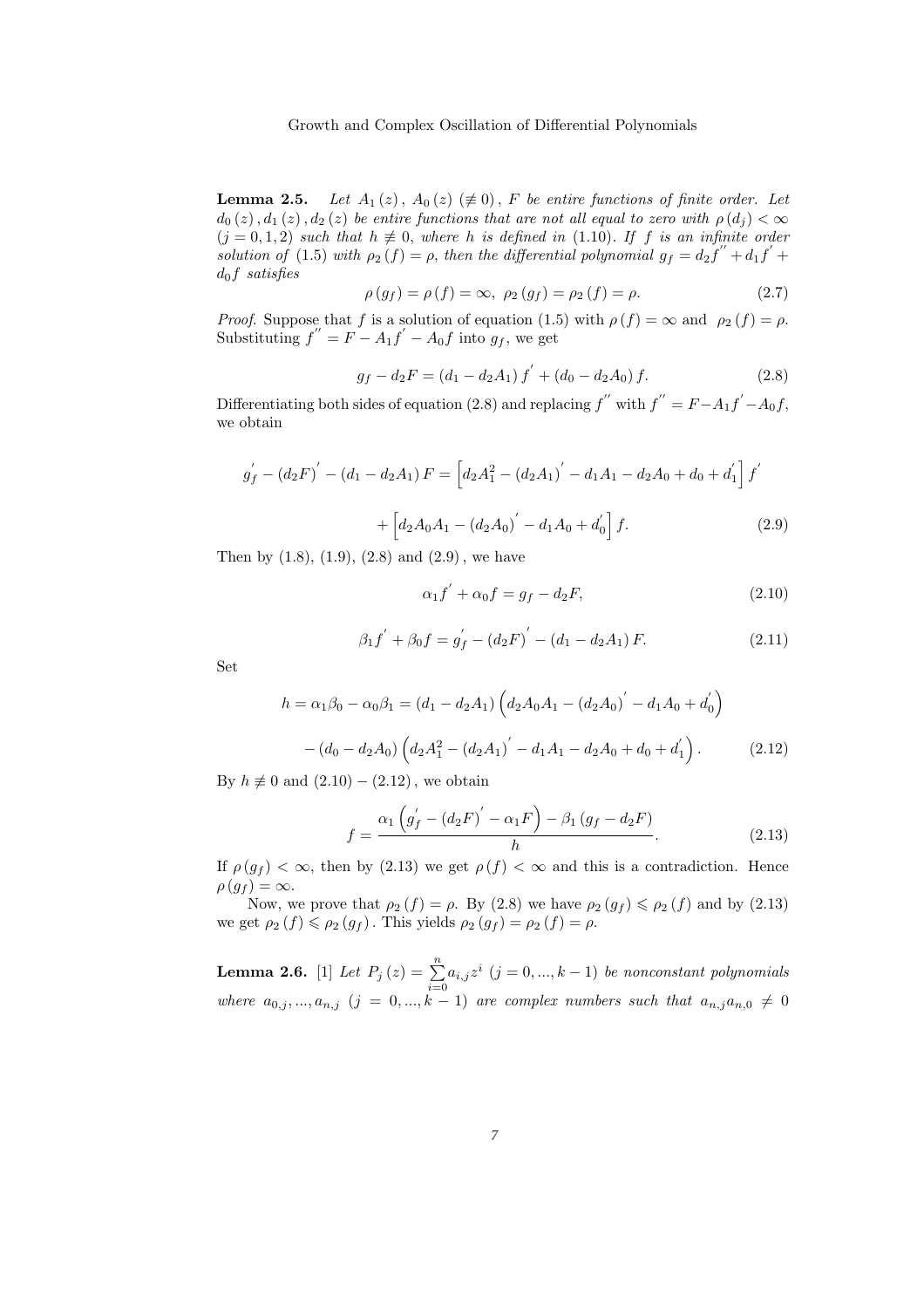**Lemma 2.5.** *Let $A_1(z)$, $A_0(z)$ $(\not\equiv 0)$, $F$ be entire functions of finite order. Let $d_0(z), d_1(z), d_2(z)$ be entire functions that are not all equal to zero with $\rho(d_j) < \infty$ $(j = 0, 1, 2)$ such that $h \not\equiv 0$, where $h$ is defined in (1.10). If $f$ is an infinite order solution of (1.5) with $\rho_2(f) = \rho$, then the differential polynomial $g_f = d_2 f'' + d_1 f' + d_0 f$ satisfies*

$$\rho(g_f) = \rho(f) = \infty, \ \rho_2(g_f) = \rho_2(f) = \rho. \tag{2.7}$$

*Proof.* Suppose that $f$ is a solution of equation (1.5) with $\rho(f) = \infty$ and $\rho_2(f) = \rho$. Substituting $f'' = F - A_1 f' - A_0 f$ into $g_f$, we get

$$g_f - d_2 F = (d_1 - d_2 A_1) f' + (d_0 - d_2 A_0) f. \tag{2.8}$$

Differentiating both sides of equation (2.8) and replacing $f''$ with $f'' = F - A_1 f' - A_0 f$, we obtain

$$g_f' - (d_2 F)' - (d_1 - d_2 A_1) F = \left[ d_2 A_1^2 - (d_2 A_1)' - d_1 A_1 - d_2 A_0 + d_0 + d_1' \right] f'$$

$$+ \left[ d_2 A_0 A_1 - (d_2 A_0)' - d_1 A_0 + d_0' \right] f. \tag{2.9}$$

Then by (1.8), (1.9), (2.8) and (2.9), we have

$$\alpha_1 f' + \alpha_0 f = g_f - d_2 F, \tag{2.10}$$

$$\beta_1 f' + \beta_0 f = g_f' - (d_2 F)' - (d_1 - d_2 A_1) F. \tag{2.11}$$

Set

$$h = \alpha_1 \beta_0 - \alpha_0 \beta_1 = (d_1 - d_2 A_1) \left( d_2 A_0 A_1 - (d_2 A_0)' - d_1 A_0 + d_0' \right)$$

$$- (d_0 - d_2 A_0) \left( d_2 A_1^2 - (d_2 A_1)' - d_1 A_1 - d_2 A_0 + d_0 + d_1' \right). \tag{2.12}$$

By $h \not\equiv 0$ and $(2.10) - (2.12)$, we obtain

$$f = \frac{\alpha_1 \left( g_f' - (d_2 F)' - \alpha_1 F \right) - \beta_1 (g_f - d_2 F)}{h}. \tag{2.13}$$

If $\rho(g_f) < \infty$, then by (2.13) we get $\rho(f) < \infty$ and this is a contradiction. Hence $\rho(g_f) = \infty$.

Now, we prove that $\rho_2(f) = \rho$. By (2.8) we have $\rho_2(g_f) \leqslant \rho_2(f)$ and by (2.13) we get $\rho_2(f) \leqslant \rho_2(g_f)$. This yields $\rho_2(g_f) = \rho_2(f) = \rho$.

**Lemma 2.6.** [1] *Let $P_j(z) = \sum_{i=0}^{n} a_{i,j} z^i$ $(j = 0, ..., k-1)$ be nonconstant polynomials where $a_{0,j}, ..., a_{n,j}$ $(j = 0, ..., k-1)$ are complex numbers such that $a_{n,j} a_{n,0} \neq 0$*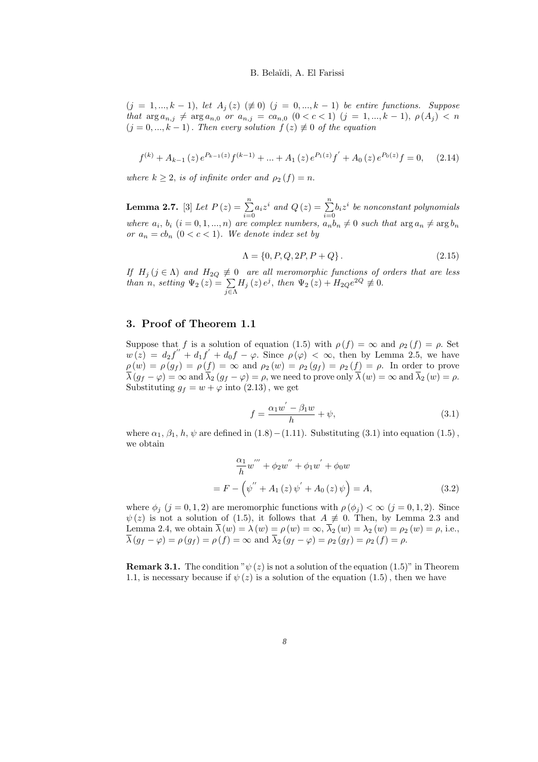*$(j = 1, ..., k-1)$, let $A_j(z)$ $(\not\equiv 0)$ $(j = 0, ..., k-1)$ be entire functions. Suppose that $\arg a_{n,j} \neq \arg a_{n,0}$ or $a_{n,j} = c a_{n,0}$ $(0 < c < 1)$ $(j = 1, ..., k-1)$, $\rho(A_j) < n$ $(j = 0, ..., k-1)$. Then every solution $f(z) \not\equiv 0$ of the equation*

$$f^{(k)} + A_{k-1}(z) e^{P_{k-1}(z)} f^{(k-1)} + ... + A_1(z) e^{P_1(z)} f^{'} + A_0(z) e^{P_0(z)} f = 0, \quad (2.14)$$

*where $k \geq 2$, is of infinite order and $\rho_2(f) = n$.*

**Lemma 2.7.** [3] *Let $P(z) = \sum_{i=0}^{n} a_i z^i$ and $Q(z) = \sum_{i=0}^{n} b_i z^i$ be nonconstant polynomials where $a_i$, $b_i$ $(i = 0, 1, ..., n)$ are complex numbers, $a_n b_n \neq 0$ such that $\arg a_n \neq \arg b_n$ or $a_n = c b_n$ $(0 < c < 1)$. We denote index set by*

$$\Lambda = \{0, P, Q, 2P, P + Q\}. \quad (2.15)$$

*If $H_j$ $(j \in \Lambda)$ and $H_{2Q} \not\equiv 0$ are all meromorphic functions of orders that are less than $n$, setting $\Psi_2(z) = \sum_{j \in \Lambda} H_j(z) e^j$, then $\Psi_2(z) + H_{2Q} e^{2Q} \not\equiv 0$.*

## 3. Proof of Theorem 1.1

Suppose that $f$ is a solution of equation (1.5) with $\rho(f) = \infty$ and $\rho_2(f) = \rho$. Set $w(z) = d_2 f^{''} + d_1 f^{'} + d_0 f - \varphi$. Since $\rho(\varphi) < \infty$, then by Lemma 2.5, we have $\rho(w) = \rho(g_f) = \rho(f) = \infty$ and $\rho_2(w) = \rho_2(g_f) = \rho_2(f) = \rho$. In order to prove $\overline{\lambda}(g_f - \varphi) = \infty$ and $\overline{\lambda}_2(g_f - \varphi) = \rho$, we need to prove only $\overline{\lambda}(w) = \infty$ and $\overline{\lambda}_2(w) = \rho$. Substituting $g_f = w + \varphi$ into $(2.13)$, we get

$$f = \frac{\alpha_1 w^{'} - \beta_1 w}{h} + \psi, \quad (3.1)$$

where $\alpha_1$, $\beta_1$, $h$, $\psi$ are defined in $(1.8) - (1.11)$. Substituting (3.1) into equation $(1.5)$, we obtain

$$\frac{\alpha_1}{h} w^{'''} + \phi_2 w^{''} + \phi_1 w^{'} + \phi_0 w$$

$$= F - \left( \psi^{''} + A_1(z) \psi^{'} + A_0(z) \psi \right) = A, \quad (3.2)$$

where $\phi_j$ $(j = 0, 1, 2)$ are meromorphic functions with $\rho(\phi_j) < \infty$ $(j = 0, 1, 2)$. Since $\psi(z)$ is not a solution of (1.5), it follows that $A \not\equiv 0$. Then, by Lemma 2.3 and Lemma 2.4, we obtain $\overline{\lambda}(w) = \lambda(w) = \rho(w) = \infty$, $\overline{\lambda}_2(w) = \lambda_2(w) = \rho_2(w) = \rho$, i.e., $\overline{\lambda}(g_f - \varphi) = \rho(g_f) = \rho(f) = \infty$ and $\overline{\lambda}_2(g_f - \varphi) = \rho_2(g_f) = \rho_2(f) = \rho$.

**Remark 3.1.** The condition "$\psi(z)$ is not a solution of the equation (1.5)" in Theorem 1.1, is necessary because if $\psi(z)$ is a solution of the equation $(1.5)$, then we have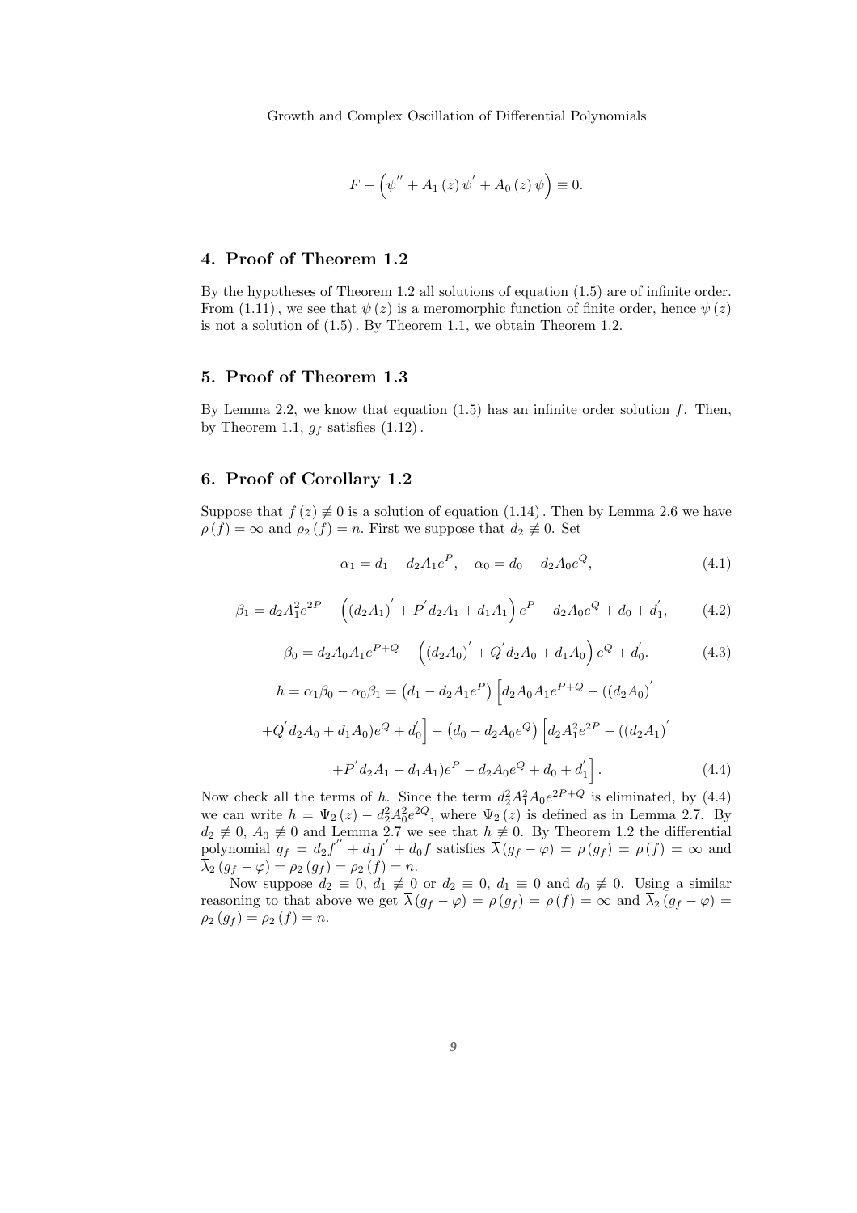$$F-\left(\psi^{''}+A_1(z)\psi^{'}+A_0(z)\psi\right)\equiv 0.$$

## 4. Proof of Theorem 1.2

By the hypotheses of Theorem 1.2 all solutions of equation (1.5) are of infinite order. From (1.11), we see that $\psi(z)$ is a meromorphic function of finite order, hence $\psi(z)$ is not a solution of (1.5). By Theorem 1.1, we obtain Theorem 1.2.

## 5. Proof of Theorem 1.3

By Lemma 2.2, we know that equation (1.5) has an infinite order solution $f$. Then, by Theorem 1.1, $g_f$ satisfies (1.12).

## 6. Proof of Corollary 1.2

Suppose that $f(z)\not\equiv 0$ is a solution of equation (1.14). Then by Lemma 2.6 we have $\rho(f)=\infty$ and $\rho_2(f)=n$. First we suppose that $d_2\not\equiv 0$. Set

$$\alpha_1=d_1-d_2A_1e^P,\quad \alpha_0=d_0-d_2A_0e^Q, \tag{4.1}$$

$$\beta_1=d_2A_1^2e^{2P}-\left((d_2A_1)^{'}+P^{'}d_2A_1+d_1A_1\right)e^P-d_2A_0e^Q+d_0+d_1^{'}, \tag{4.2}$$

$$\beta_0=d_2A_0A_1e^{P+Q}-\left((d_2A_0)^{'}+Q^{'}d_2A_0+d_1A_0\right)e^Q+d_0^{'}. \tag{4.3}$$

$$\begin{aligned} h=\alpha_1\beta_0-\alpha_0\beta_1&=\left(d_1-d_2A_1e^P\right)\Big[d_2A_0A_1e^{P+Q}-((d_2A_0)^{'}\\ &+Q^{'}d_2A_0+d_1A_0)e^Q+d_0^{'}\Big]-\left(d_0-d_2A_0e^Q\right)\Big[d_2A_1^2e^{2P}-((d_2A_1)^{'}\\ &+P^{'}d_2A_1+d_1A_1)e^P-d_2A_0e^Q+d_0+d_1^{'}\Big]. \end{aligned} \tag{4.4}$$

Now check all the terms of $h$. Since the term $d_2^2A_1^2A_0e^{2P+Q}$ is eliminated, by (4.4) we can write $h=\Psi_2(z)-d_2^2A_0^2e^{2Q}$, where $\Psi_2(z)$ is defined as in Lemma 2.7. By $d_2\not\equiv 0$, $A_0\not\equiv 0$ and Lemma 2.7 we see that $h\not\equiv 0$. By Theorem 1.2 the differential polynomial $g_f=d_2f^{''}+d_1f^{'}+d_0f$ satisfies $\overline{\lambda}(g_f-\varphi)=\rho(g_f)=\rho(f)=\infty$ and $\overline{\lambda}_2(g_f-\varphi)=\rho_2(g_f)=\rho_2(f)=n$.

Now suppose $d_2\equiv 0$, $d_1\not\equiv 0$ or $d_2\equiv 0$, $d_1\equiv 0$ and $d_0\not\equiv 0$. Using a similar reasoning to that above we get $\overline{\lambda}(g_f-\varphi)=\rho(g_f)=\rho(f)=\infty$ and $\overline{\lambda}_2(g_f-\varphi)=\rho_2(g_f)=\rho_2(f)=n$.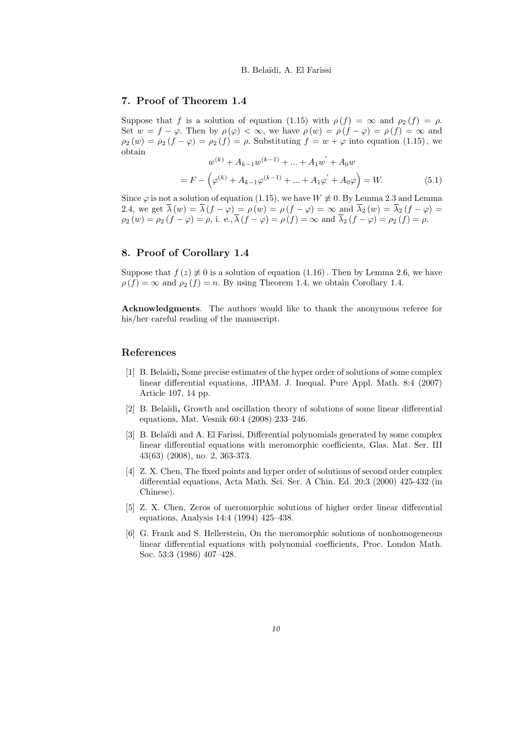## 7. Proof of Theorem 1.4

Suppose that $f$ is a solution of equation (1.15) with $\rho(f) = \infty$ and $\rho_2(f) = \rho$. Set $w = f - \varphi$. Then by $\rho(\varphi) < \infty$, we have $\rho(w) = \rho(f - \varphi) = \rho(f) = \infty$ and $\rho_2(w) = \rho_2(f - \varphi) = \rho_2(f) = \rho$. Substituting $f = w + \varphi$ into equation (1.15), we obtain

$$
\begin{aligned}
& w^{(k)} + A_{k-1} w^{(k-1)} + \ldots + A_1 w^{'} + A_0 w \\
&= F - \left(\varphi^{(k)} + A_{k-1}\varphi^{(k-1)} + \ldots + A_1 \varphi^{'} + A_0 \varphi\right) = W. \qquad (5.1)
\end{aligned}
$$

Since $\varphi$ is not a solution of equation (1.15), we have $W \not\equiv 0$. By Lemma 2.3 and Lemma 2.4, we get $\overline{\lambda}(w) = \overline{\lambda}(f - \varphi) = \rho(w) = \rho(f - \varphi) = \infty$ and $\overline{\lambda}_2(w) = \overline{\lambda}_2(f - \varphi) = \rho_2(w) = \rho_2(f - \varphi) = \rho$, i. e., $\overline{\lambda}(f - \varphi) = \rho(f) = \infty$ and $\overline{\lambda}_2(f - \varphi) = \rho_2(f) = \rho$.

## 8. Proof of Corollary 1.4

Suppose that $f(z) \not\equiv 0$ is a solution of equation (1.16). Then by Lemma 2.6, we have $\rho(f) = \infty$ and $\rho_2(f) = n$. By using Theorem 1.4, we obtain Corollary 1.4.

**Acknowledgments**. The authors would like to thank the anonymous referee for his/her careful reading of the manuscript.

## References

[1] B. Belaïdi**,** Some precise estimates of the hyper order of solutions of some complex linear differential equations, JIPAM. J. Inequal. Pure Appl. Math. 8:4 (2007) Article 107, 14 pp.

[2] B. Belaïdi**,** Growth and oscillation theory of solutions of some linear differential equations, Mat. Vesnik 60:4 (2008) 233–246.

[3] B. Belaïdi and A. El Farissi, Differential polynomials generated by some complex linear differential equations with meromorphic coefficients, Glas. Mat. Ser. III 43(63) (2008), no. 2, 363-373.

[4] Z. X. Chen, The fixed points and hyper order of solutions of second order complex differential equations, Acta Math. Sci. Ser. A Chin. Ed. 20:3 (2000) 425-432 (in Chinese).

[5] Z. X. Chen, Zeros of meromorphic solutions of higher order linear differential equations, Analysis 14:4 (1994) 425–438.

[6] G. Frank and S. Hellerstein, On the meromorphic solutions of nonhomogeneous linear differential equations with polynomial coefficients, Proc. London Math. Soc. 53:3 (1986) 407–428.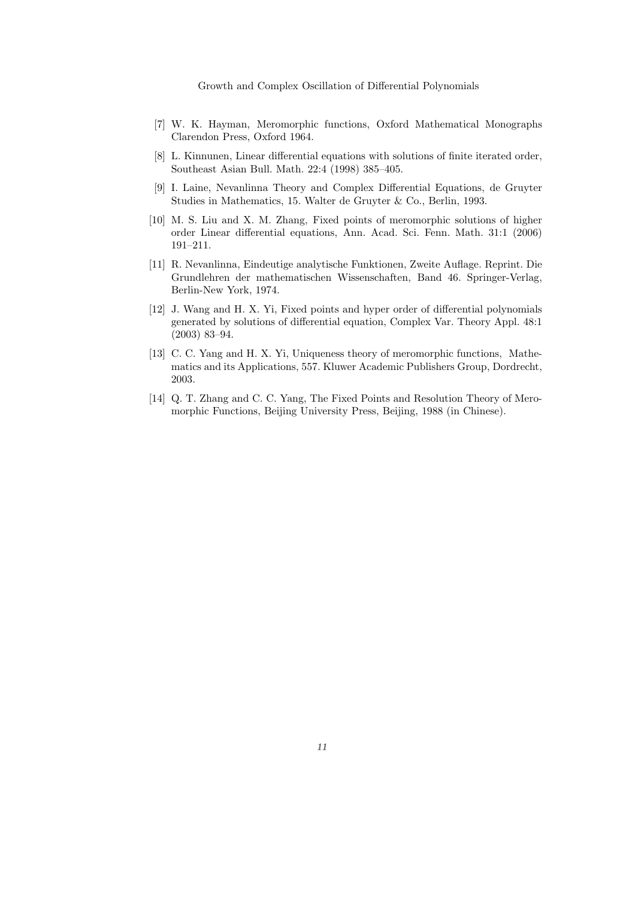[7] W. K. Hayman, Meromorphic functions, Oxford Mathematical Monographs Clarendon Press, Oxford 1964.

[8] L. Kinnunen, Linear differential equations with solutions of finite iterated order, Southeast Asian Bull. Math. 22:4 (1998) 385–405.

[9] I. Laine, Nevanlinna Theory and Complex Differential Equations, de Gruyter Studies in Mathematics, 15. Walter de Gruyter & Co., Berlin, 1993.

[10] M. S. Liu and X. M. Zhang, Fixed points of meromorphic solutions of higher order Linear differential equations, Ann. Acad. Sci. Fenn. Math. 31:1 (2006) 191–211.

[11] R. Nevanlinna, Eindeutige analytische Funktionen, Zweite Auflage. Reprint. Die Grundlehren der mathematischen Wissenschaften, Band 46. Springer-Verlag, Berlin-New York, 1974.

[12] J. Wang and H. X. Yi, Fixed points and hyper order of differential polynomials generated by solutions of differential equation, Complex Var. Theory Appl. 48:1 (2003) 83–94.

[13] C. C. Yang and H. X. Yi, Uniqueness theory of meromorphic functions, Mathematics and its Applications, 557. Kluwer Academic Publishers Group, Dordrecht, 2003.

[14] Q. T. Zhang and C. C. Yang, The Fixed Points and Resolution Theory of Meromorphic Functions, Beijing University Press, Beijing, 1988 (in Chinese).